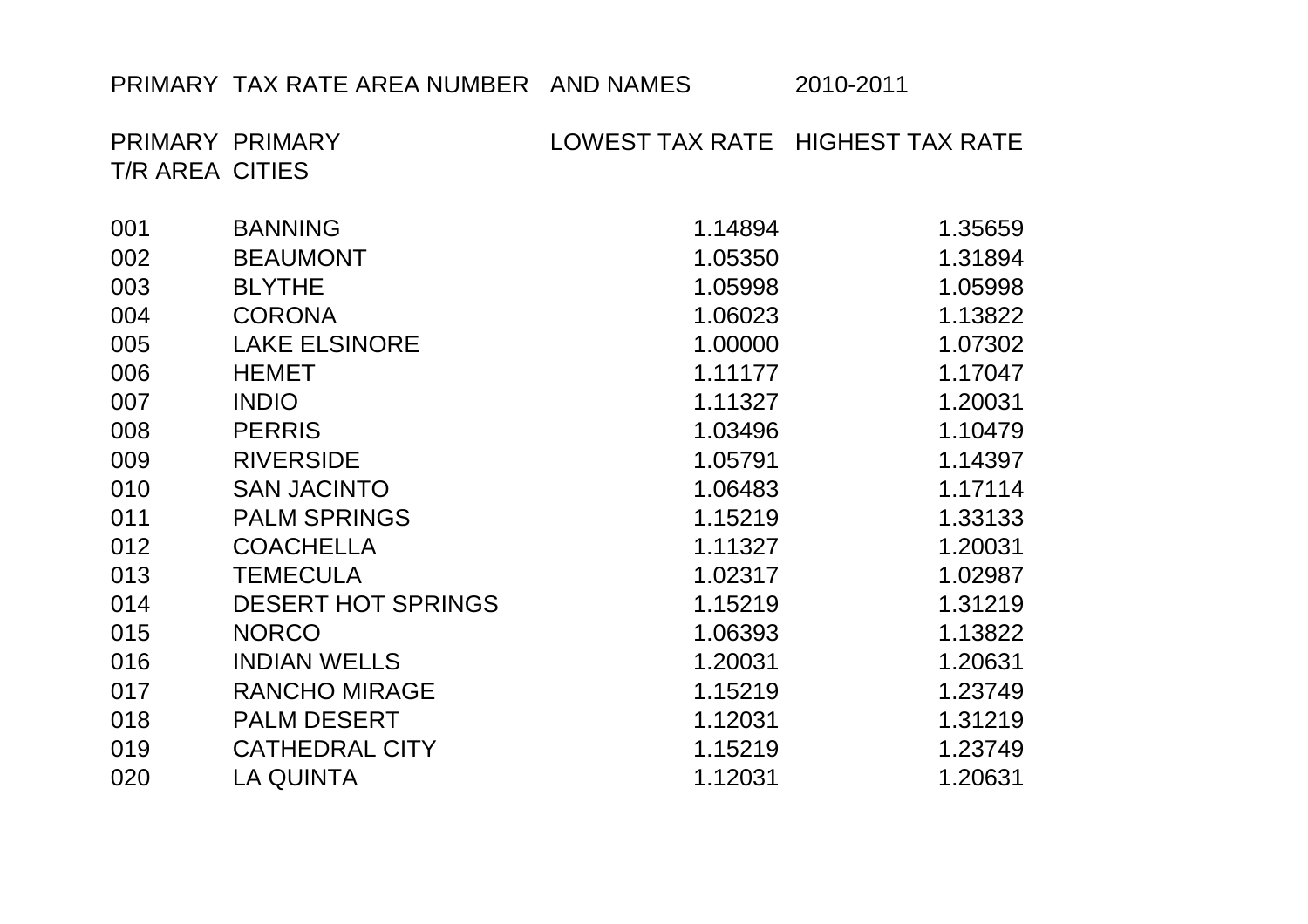PRIMARY TAX RATE AREA NUMBER AND NAMES 2010-2011

| PRIMARY T/R AREA | PRIMARY CITIES | LOWEST TAX RATE | HIGHEST TAX RATE |
|---|---|---|---|
| 001 | BANNING | 1.14894 | 1.35659 |
| 002 | BEAUMONT | 1.05350 | 1.31894 |
| 003 | BLYTHE | 1.05998 | 1.05998 |
| 004 | CORONA | 1.06023 | 1.13822 |
| 005 | LAKE ELSINORE | 1.00000 | 1.07302 |
| 006 | HEMET | 1.11177 | 1.17047 |
| 007 | INDIO | 1.11327 | 1.20031 |
| 008 | PERRIS | 1.03496 | 1.10479 |
| 009 | RIVERSIDE | 1.05791 | 1.14397 |
| 010 | SAN JACINTO | 1.06483 | 1.17114 |
| 011 | PALM SPRINGS | 1.15219 | 1.33133 |
| 012 | COACHELLA | 1.11327 | 1.20031 |
| 013 | TEMECULA | 1.02317 | 1.02987 |
| 014 | DESERT HOT SPRINGS | 1.15219 | 1.31219 |
| 015 | NORCO | 1.06393 | 1.13822 |
| 016 | INDIAN WELLS | 1.20031 | 1.20631 |
| 017 | RANCHO MIRAGE | 1.15219 | 1.23749 |
| 018 | PALM DESERT | 1.12031 | 1.31219 |
| 019 | CATHEDRAL CITY | 1.15219 | 1.23749 |
| 020 | LA QUINTA | 1.12031 | 1.20631 |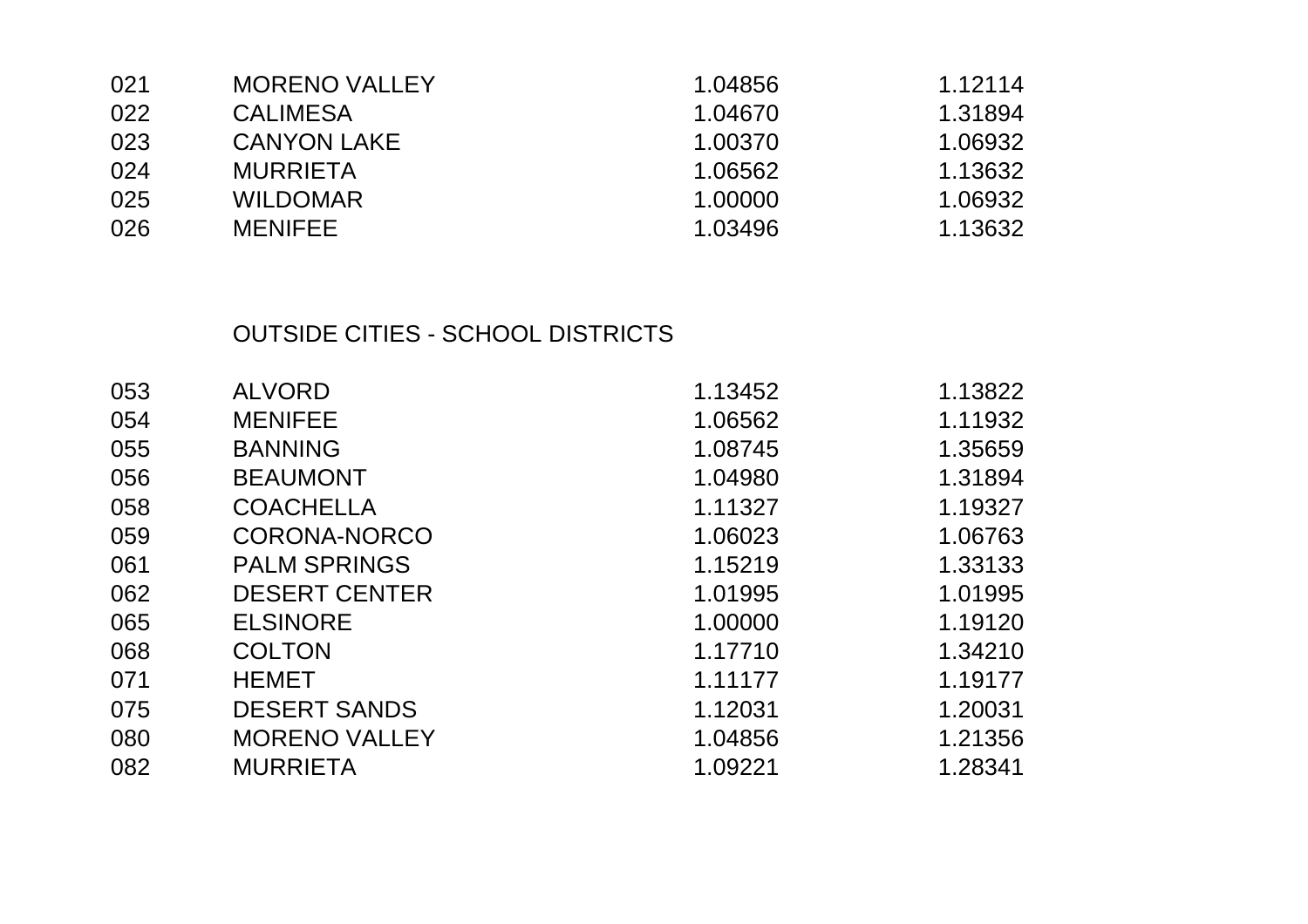| | | | |
|---|---|---|---|
| 021 | MORENO VALLEY | 1.04856 | 1.12114 |
| 022 | CALIMESA | 1.04670 | 1.31894 |
| 023 | CANYON LAKE | 1.00370 | 1.06932 |
| 024 | MURRIETA | 1.06562 | 1.13632 |
| 025 | WILDOMAR | 1.00000 | 1.06932 |
| 026 | MENIFEE | 1.03496 | 1.13632 |

OUTSIDE CITIES - SCHOOL DISTRICTS

| | | | |
|---|---|---|---|
| 053 | ALVORD | 1.13452 | 1.13822 |
| 054 | MENIFEE | 1.06562 | 1.11932 |
| 055 | BANNING | 1.08745 | 1.35659 |
| 056 | BEAUMONT | 1.04980 | 1.31894 |
| 058 | COACHELLA | 1.11327 | 1.19327 |
| 059 | CORONA-NORCO | 1.06023 | 1.06763 |
| 061 | PALM SPRINGS | 1.15219 | 1.33133 |
| 062 | DESERT CENTER | 1.01995 | 1.01995 |
| 065 | ELSINORE | 1.00000 | 1.19120 |
| 068 | COLTON | 1.17710 | 1.34210 |
| 071 | HEMET | 1.11177 | 1.19177 |
| 075 | DESERT SANDS | 1.12031 | 1.20031 |
| 080 | MORENO VALLEY | 1.04856 | 1.21356 |
| 082 | MURRIETA | 1.09221 | 1.28341 |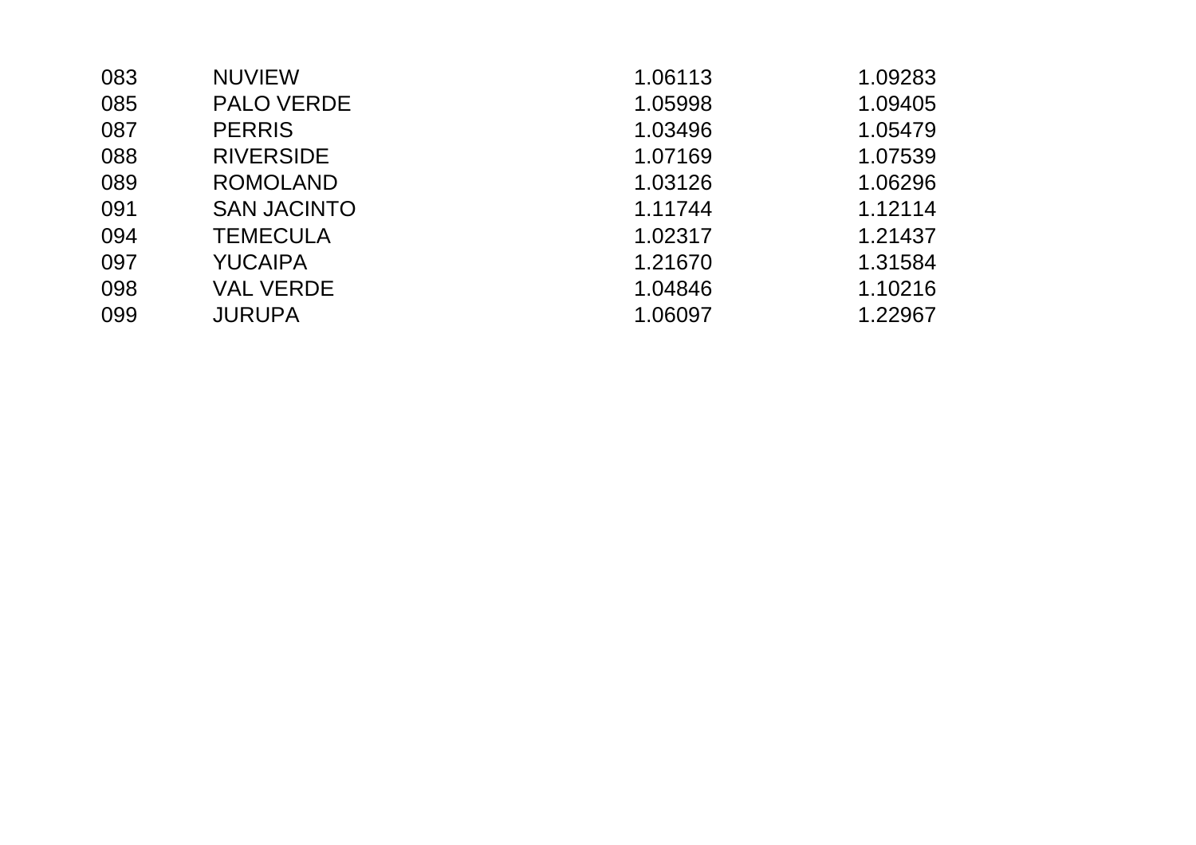| | | | |
|---|---|---|---|
| 083 | NUVIEW | 1.06113 | 1.09283 |
| 085 | PALO VERDE | 1.05998 | 1.09405 |
| 087 | PERRIS | 1.03496 | 1.05479 |
| 088 | RIVERSIDE | 1.07169 | 1.07539 |
| 089 | ROMOLAND | 1.03126 | 1.06296 |
| 091 | SAN JACINTO | 1.11744 | 1.12114 |
| 094 | TEMECULA | 1.02317 | 1.21437 |
| 097 | YUCAIPA | 1.21670 | 1.31584 |
| 098 | VAL VERDE | 1.04846 | 1.10216 |
| 099 | JURUPA | 1.06097 | 1.22967 |